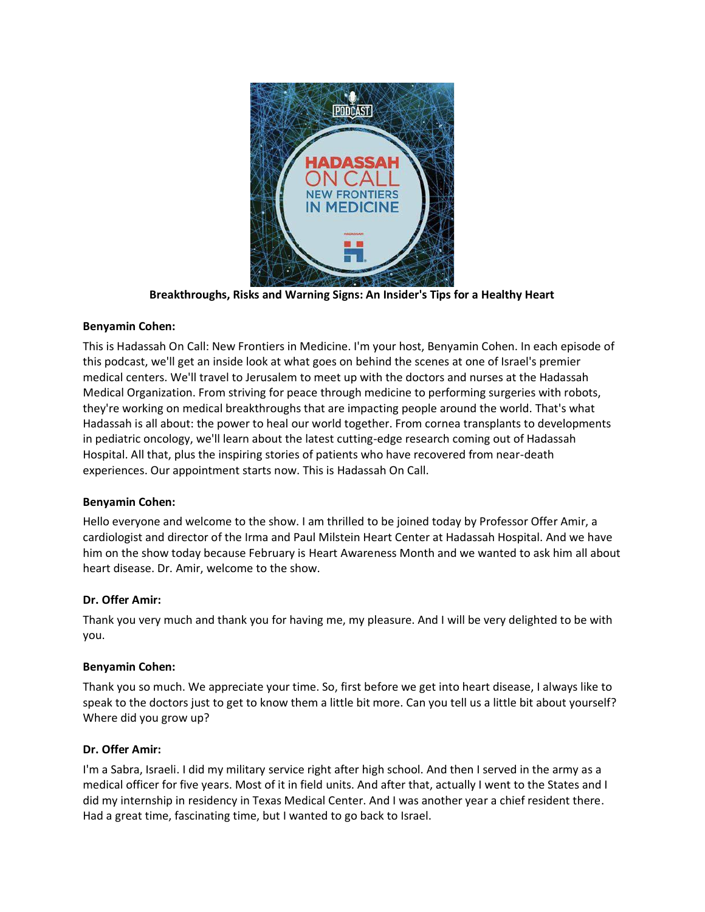**Breakthroughs, Risks and Warning Signs: An Insider's Tips for a Healthy Heart**

**Benyamin Cohen:**

This is Hadassah On Call: New Frontiers in Medicine. I'm your host, Benyamin Cohen. In each episode of this podcast, we'll get an inside look at what goes on behind the scenes at one of Israel's premier medical centers. We'll travel to Jerusalem to meet up with the doctors and nurses at the Hadassah Medical Organization. From striving for peace through medicine to performing surgeries with robots, they're working on medical breakthroughs that are impacting people around the world. That's what Hadassah is all about: the power to heal our world together. From cornea transplants to developments in pediatric oncology, we'll learn about the latest cutting-edge research coming out of Hadassah Hospital. All that, plus the inspiring stories of patients who have recovered from near-death experiences. Our appointment starts now. This is Hadassah On Call.

**Benyamin Cohen:**

Hello everyone and welcome to the show. I am thrilled to be joined today by Professor Offer Amir, a cardiologist and director of the Irma and Paul Milstein Heart Center at Hadassah Hospital. And we have him on the show today because February is Heart Awareness Month and we wanted to ask him all about heart disease. Dr. Amir, welcome to the show.

**Dr. Offer Amir:**

Thank you very much and thank you for having me, my pleasure. And I will be very delighted to be with you.

**Benyamin Cohen:**

Thank you so much. We appreciate your time. So, first before we get into heart disease, I always like to speak to the doctors just to get to know them a little bit more. Can you tell us a little bit about yourself? Where did you grow up?

**Dr. Offer Amir:**

I'm a Sabra, Israeli. I did my military service right after high school. And then I served in the army as a medical officer for five years. Most of it in field units. And after that, actually I went to the States and I did my internship in residency in Texas Medical Center. And I was another year a chief resident there. Had a great time, fascinating time, but I wanted to go back to Israel.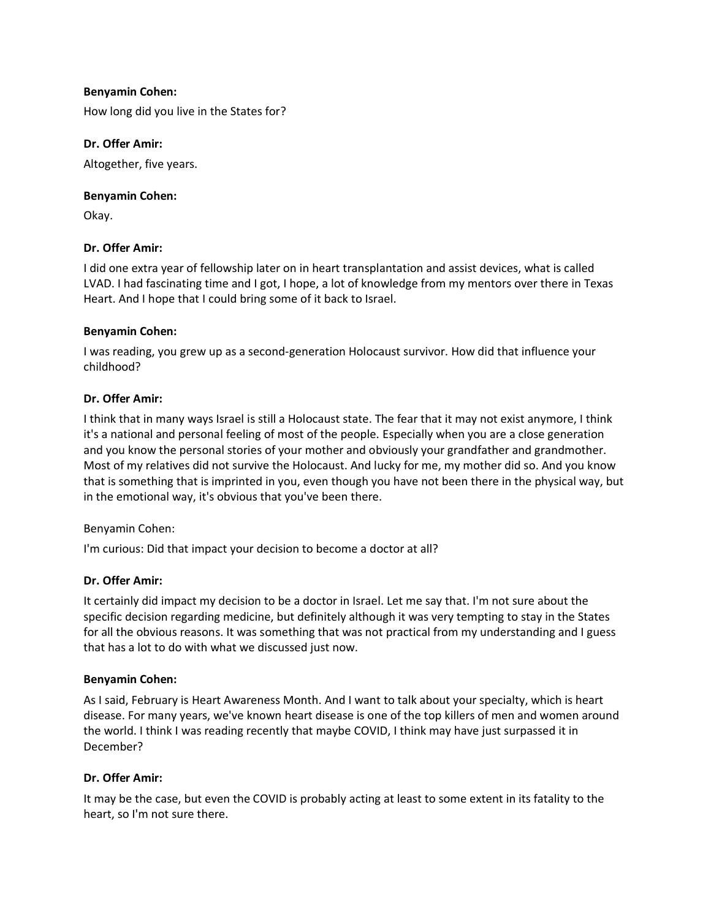**Benyamin Cohen:**

How long did you live in the States for?

**Dr. Offer Amir:**

Altogether, five years.

**Benyamin Cohen:**

Okay.

**Dr. Offer Amir:**

I did one extra year of fellowship later on in heart transplantation and assist devices, what is called LVAD. I had fascinating time and I got, I hope, a lot of knowledge from my mentors over there in Texas Heart. And I hope that I could bring some of it back to Israel.

**Benyamin Cohen:**

I was reading, you grew up as a second-generation Holocaust survivor. How did that influence your childhood?

**Dr. Offer Amir:**

I think that in many ways Israel is still a Holocaust state. The fear that it may not exist anymore, I think it's a national and personal feeling of most of the people. Especially when you are a close generation and you know the personal stories of your mother and obviously your grandfather and grandmother. Most of my relatives did not survive the Holocaust. And lucky for me, my mother did so. And you know that is something that is imprinted in you, even though you have not been there in the physical way, but in the emotional way, it's obvious that you've been there.

Benyamin Cohen:

I'm curious: Did that impact your decision to become a doctor at all?

**Dr. Offer Amir:**

It certainly did impact my decision to be a doctor in Israel. Let me say that. I'm not sure about the specific decision regarding medicine, but definitely although it was very tempting to stay in the States for all the obvious reasons. It was something that was not practical from my understanding and I guess that has a lot to do with what we discussed just now.

**Benyamin Cohen:**

As I said, February is Heart Awareness Month. And I want to talk about your specialty, which is heart disease. For many years, we've known heart disease is one of the top killers of men and women around the world. I think I was reading recently that maybe COVID, I think may have just surpassed it in December?

**Dr. Offer Amir:**

It may be the case, but even the COVID is probably acting at least to some extent in its fatality to the heart, so I'm not sure there.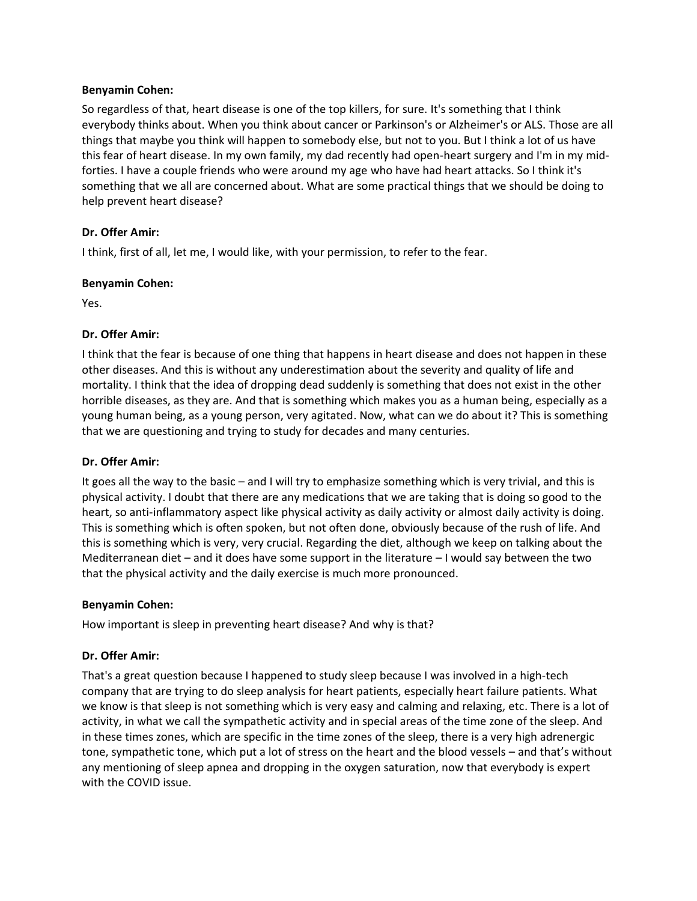**Benyamin Cohen:**

So regardless of that, heart disease is one of the top killers, for sure. It's something that I think everybody thinks about. When you think about cancer or Parkinson's or Alzheimer's or ALS. Those are all things that maybe you think will happen to somebody else, but not to you. But I think a lot of us have this fear of heart disease. In my own family, my dad recently had open-heart surgery and I'm in my mid-forties. I have a couple friends who were around my age who have had heart attacks. So I think it's something that we all are concerned about. What are some practical things that we should be doing to help prevent heart disease?

**Dr. Offer Amir:**

I think, first of all, let me, I would like, with your permission, to refer to the fear.

**Benyamin Cohen:**

Yes.

**Dr. Offer Amir:**

I think that the fear is because of one thing that happens in heart disease and does not happen in these other diseases. And this is without any underestimation about the severity and quality of life and mortality. I think that the idea of dropping dead suddenly is something that does not exist in the other horrible diseases, as they are. And that is something which makes you as a human being, especially as a young human being, as a young person, very agitated. Now, what can we do about it? This is something that we are questioning and trying to study for decades and many centuries.

**Dr. Offer Amir:**

It goes all the way to the basic – and I will try to emphasize something which is very trivial, and this is physical activity. I doubt that there are any medications that we are taking that is doing so good to the heart, so anti-inflammatory aspect like physical activity as daily activity or almost daily activity is doing. This is something which is often spoken, but not often done, obviously because of the rush of life. And this is something which is very, very crucial. Regarding the diet, although we keep on talking about the Mediterranean diet – and it does have some support in the literature – I would say between the two that the physical activity and the daily exercise is much more pronounced.

**Benyamin Cohen:**

How important is sleep in preventing heart disease? And why is that?

**Dr. Offer Amir:**

That's a great question because I happened to study sleep because I was involved in a high-tech company that are trying to do sleep analysis for heart patients, especially heart failure patients. What we know is that sleep is not something which is very easy and calming and relaxing, etc. There is a lot of activity, in what we call the sympathetic activity and in special areas of the time zone of the sleep. And in these times zones, which are specific in the time zones of the sleep, there is a very high adrenergic tone, sympathetic tone, which put a lot of stress on the heart and the blood vessels – and that's without any mentioning of sleep apnea and dropping in the oxygen saturation, now that everybody is expert with the COVID issue.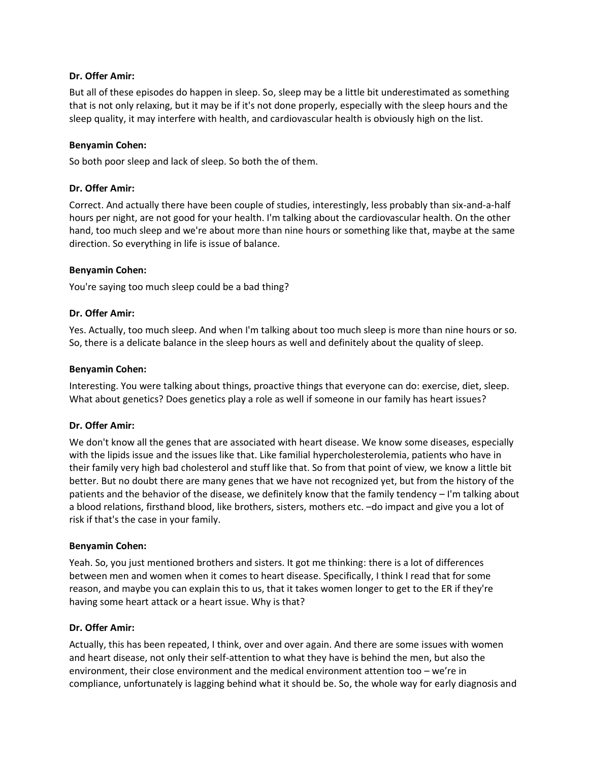**Dr. Offer Amir:**

But all of these episodes do happen in sleep. So, sleep may be a little bit underestimated as something that is not only relaxing, but it may be if it's not done properly, especially with the sleep hours and the sleep quality, it may interfere with health, and cardiovascular health is obviously high on the list.

**Benyamin Cohen:**

So both poor sleep and lack of sleep. So both the of them.

**Dr. Offer Amir:**

Correct. And actually there have been couple of studies, interestingly, less probably than six-and-a-half hours per night, are not good for your health. I'm talking about the cardiovascular health. On the other hand, too much sleep and we're about more than nine hours or something like that, maybe at the same direction. So everything in life is issue of balance.

**Benyamin Cohen:**

You're saying too much sleep could be a bad thing?

**Dr. Offer Amir:**

Yes. Actually, too much sleep. And when I'm talking about too much sleep is more than nine hours or so. So, there is a delicate balance in the sleep hours as well and definitely about the quality of sleep.

**Benyamin Cohen:**

Interesting. You were talking about things, proactive things that everyone can do: exercise, diet, sleep. What about genetics? Does genetics play a role as well if someone in our family has heart issues?

**Dr. Offer Amir:**

We don't know all the genes that are associated with heart disease. We know some diseases, especially with the lipids issue and the issues like that. Like familial hypercholesterolemia, patients who have in their family very high bad cholesterol and stuff like that. So from that point of view, we know a little bit better. But no doubt there are many genes that we have not recognized yet, but from the history of the patients and the behavior of the disease, we definitely know that the family tendency – I'm talking about a blood relations, firsthand blood, like brothers, sisters, mothers etc. –do impact and give you a lot of risk if that's the case in your family.

**Benyamin Cohen:**

Yeah. So, you just mentioned brothers and sisters. It got me thinking: there is a lot of differences between men and women when it comes to heart disease. Specifically, I think I read that for some reason, and maybe you can explain this to us, that it takes women longer to get to the ER if they're having some heart attack or a heart issue. Why is that?

**Dr. Offer Amir:**

Actually, this has been repeated, I think, over and over again. And there are some issues with women and heart disease, not only their self-attention to what they have is behind the men, but also the environment, their close environment and the medical environment attention too – we're in compliance, unfortunately is lagging behind what it should be. So, the whole way for early diagnosis and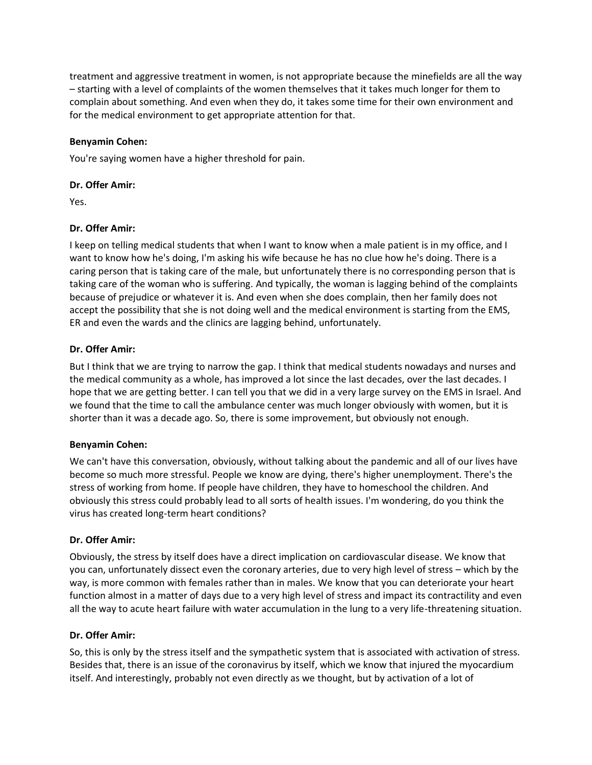treatment and aggressive treatment in women, is not appropriate because the minefields are all the way – starting with a level of complaints of the women themselves that it takes much longer for them to complain about something. And even when they do, it takes some time for their own environment and for the medical environment to get appropriate attention for that.

**Benyamin Cohen:**

You're saying women have a higher threshold for pain.

**Dr. Offer Amir:**

Yes.

**Dr. Offer Amir:**

I keep on telling medical students that when I want to know when a male patient is in my office, and I want to know how he's doing, I'm asking his wife because he has no clue how he's doing. There is a caring person that is taking care of the male, but unfortunately there is no corresponding person that is taking care of the woman who is suffering. And typically, the woman is lagging behind of the complaints because of prejudice or whatever it is. And even when she does complain, then her family does not accept the possibility that she is not doing well and the medical environment is starting from the EMS, ER and even the wards and the clinics are lagging behind, unfortunately.

**Dr. Offer Amir:**

But I think that we are trying to narrow the gap. I think that medical students nowadays and nurses and the medical community as a whole, has improved a lot since the last decades, over the last decades. I hope that we are getting better. I can tell you that we did in a very large survey on the EMS in Israel. And we found that the time to call the ambulance center was much longer obviously with women, but it is shorter than it was a decade ago. So, there is some improvement, but obviously not enough.

**Benyamin Cohen:**

We can't have this conversation, obviously, without talking about the pandemic and all of our lives have become so much more stressful. People we know are dying, there's higher unemployment. There's the stress of working from home. If people have children, they have to homeschool the children. And obviously this stress could probably lead to all sorts of health issues. I'm wondering, do you think the virus has created long-term heart conditions?

**Dr. Offer Amir:**

Obviously, the stress by itself does have a direct implication on cardiovascular disease. We know that you can, unfortunately dissect even the coronary arteries, due to very high level of stress – which by the way, is more common with females rather than in males. We know that you can deteriorate your heart function almost in a matter of days due to a very high level of stress and impact its contractility and even all the way to acute heart failure with water accumulation in the lung to a very life-threatening situation.

**Dr. Offer Amir:**

So, this is only by the stress itself and the sympathetic system that is associated with activation of stress. Besides that, there is an issue of the coronavirus by itself, which we know that injured the myocardium itself. And interestingly, probably not even directly as we thought, but by activation of a lot of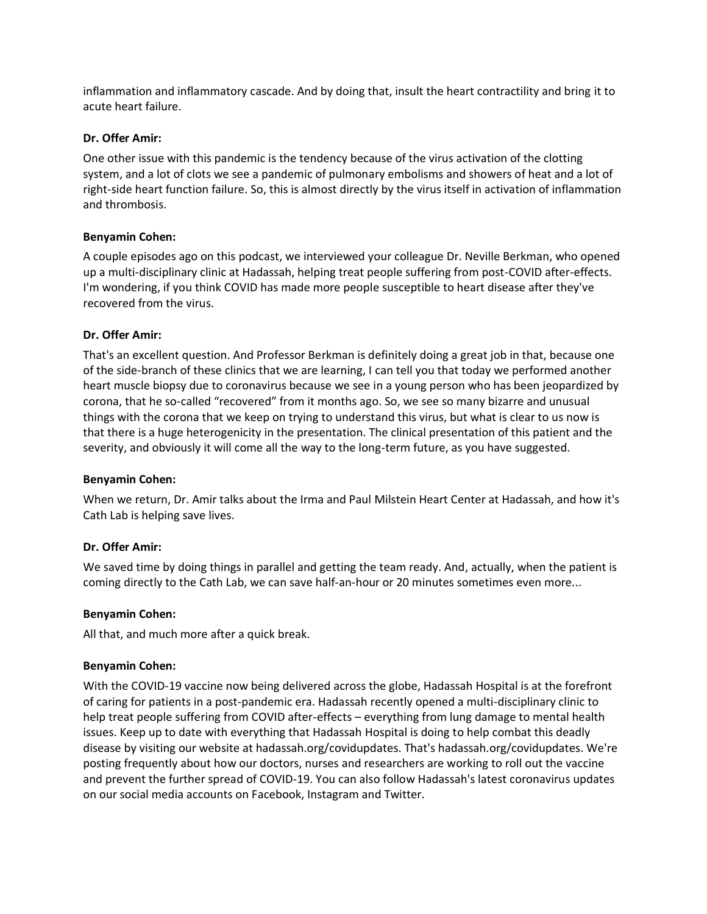inflammation and inflammatory cascade. And by doing that, insult the heart contractility and bring it to acute heart failure.

**Dr. Offer Amir:**

One other issue with this pandemic is the tendency because of the virus activation of the clotting system, and a lot of clots we see a pandemic of pulmonary embolisms and showers of heat and a lot of right-side heart function failure. So, this is almost directly by the virus itself in activation of inflammation and thrombosis.

**Benyamin Cohen:**

A couple episodes ago on this podcast, we interviewed your colleague Dr. Neville Berkman, who opened up a multi-disciplinary clinic at Hadassah, helping treat people suffering from post-COVID after-effects. I'm wondering, if you think COVID has made more people susceptible to heart disease after they've recovered from the virus.

**Dr. Offer Amir:**

That's an excellent question. And Professor Berkman is definitely doing a great job in that, because one of the side-branch of these clinics that we are learning, I can tell you that today we performed another heart muscle biopsy due to coronavirus because we see in a young person who has been jeopardized by corona, that he so-called "recovered" from it months ago. So, we see so many bizarre and unusual things with the corona that we keep on trying to understand this virus, but what is clear to us now is that there is a huge heterogenicity in the presentation. The clinical presentation of this patient and the severity, and obviously it will come all the way to the long-term future, as you have suggested.

**Benyamin Cohen:**

When we return, Dr. Amir talks about the Irma and Paul Milstein Heart Center at Hadassah, and how it's Cath Lab is helping save lives.

**Dr. Offer Amir:**

We saved time by doing things in parallel and getting the team ready. And, actually, when the patient is coming directly to the Cath Lab, we can save half-an-hour or 20 minutes sometimes even more...

**Benyamin Cohen:**

All that, and much more after a quick break.

**Benyamin Cohen:**

With the COVID-19 vaccine now being delivered across the globe, Hadassah Hospital is at the forefront of caring for patients in a post-pandemic era. Hadassah recently opened a multi-disciplinary clinic to help treat people suffering from COVID after-effects – everything from lung damage to mental health issues. Keep up to date with everything that Hadassah Hospital is doing to help combat this deadly disease by visiting our website at hadassah.org/covidupdates. That's hadassah.org/covidupdates. We're posting frequently about how our doctors, nurses and researchers are working to roll out the vaccine and prevent the further spread of COVID-19. You can also follow Hadassah's latest coronavirus updates on our social media accounts on Facebook, Instagram and Twitter.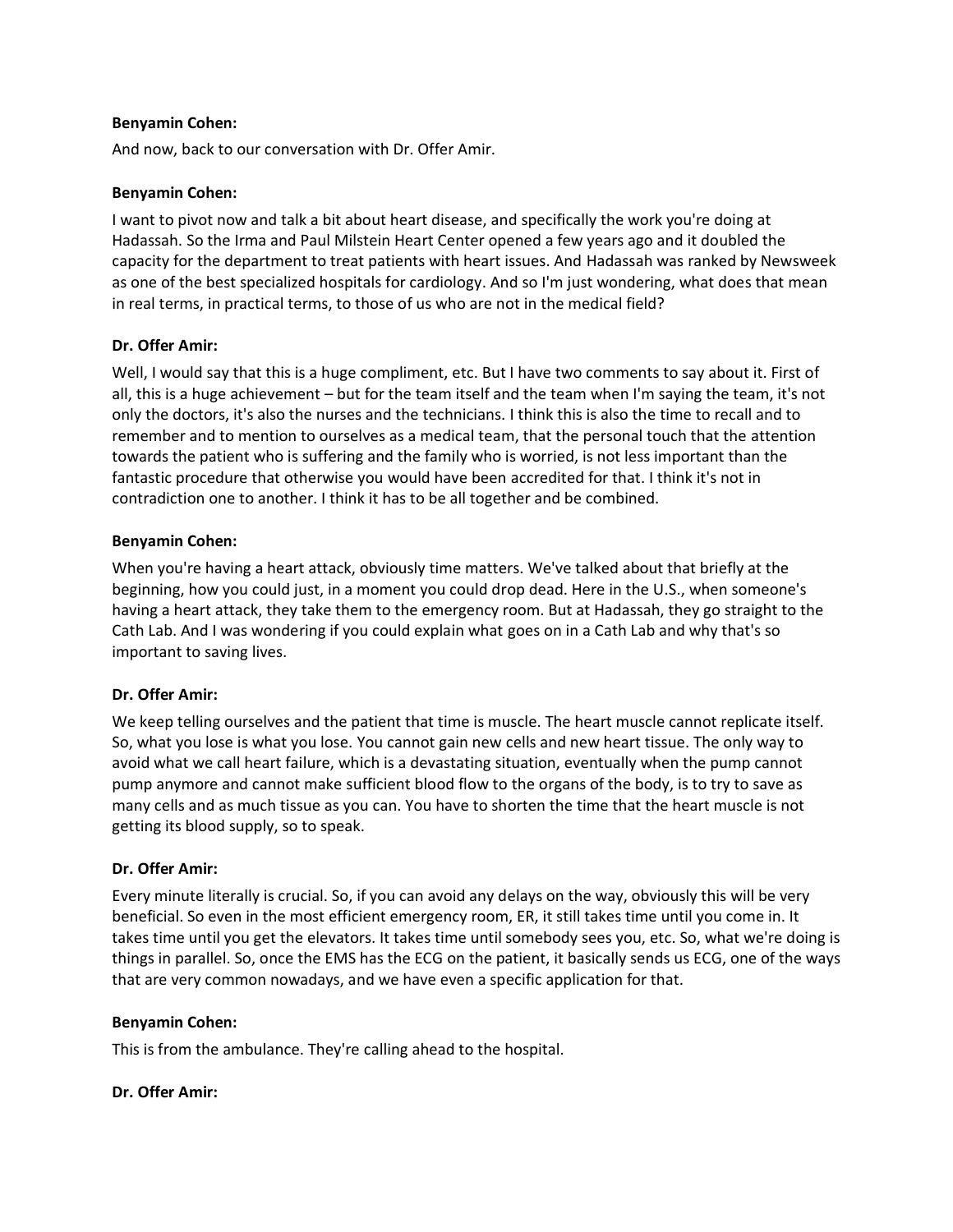**Benyamin Cohen:**

And now, back to our conversation with Dr. Offer Amir.

**Benyamin Cohen:**

I want to pivot now and talk a bit about heart disease, and specifically the work you're doing at Hadassah. So the Irma and Paul Milstein Heart Center opened a few years ago and it doubled the capacity for the department to treat patients with heart issues. And Hadassah was ranked by Newsweek as one of the best specialized hospitals for cardiology. And so I'm just wondering, what does that mean in real terms, in practical terms, to those of us who are not in the medical field?

**Dr. Offer Amir:**

Well, I would say that this is a huge compliment, etc. But I have two comments to say about it. First of all, this is a huge achievement – but for the team itself and the team when I'm saying the team, it's not only the doctors, it's also the nurses and the technicians. I think this is also the time to recall and to remember and to mention to ourselves as a medical team, that the personal touch that the attention towards the patient who is suffering and the family who is worried, is not less important than the fantastic procedure that otherwise you would have been accredited for that. I think it's not in contradiction one to another. I think it has to be all together and be combined.

**Benyamin Cohen:**

When you're having a heart attack, obviously time matters. We've talked about that briefly at the beginning, how you could just, in a moment you could drop dead. Here in the U.S., when someone's having a heart attack, they take them to the emergency room. But at Hadassah, they go straight to the Cath Lab. And I was wondering if you could explain what goes on in a Cath Lab and why that's so important to saving lives.

**Dr. Offer Amir:**

We keep telling ourselves and the patient that time is muscle. The heart muscle cannot replicate itself. So, what you lose is what you lose. You cannot gain new cells and new heart tissue. The only way to avoid what we call heart failure, which is a devastating situation, eventually when the pump cannot pump anymore and cannot make sufficient blood flow to the organs of the body, is to try to save as many cells and as much tissue as you can. You have to shorten the time that the heart muscle is not getting its blood supply, so to speak.

**Dr. Offer Amir:**

Every minute literally is crucial. So, if you can avoid any delays on the way, obviously this will be very beneficial. So even in the most efficient emergency room, ER, it still takes time until you come in. It takes time until you get the elevators. It takes time until somebody sees you, etc. So, what we're doing is things in parallel. So, once the EMS has the ECG on the patient, it basically sends us ECG, one of the ways that are very common nowadays, and we have even a specific application for that.

**Benyamin Cohen:**

This is from the ambulance. They're calling ahead to the hospital.

**Dr. Offer Amir:**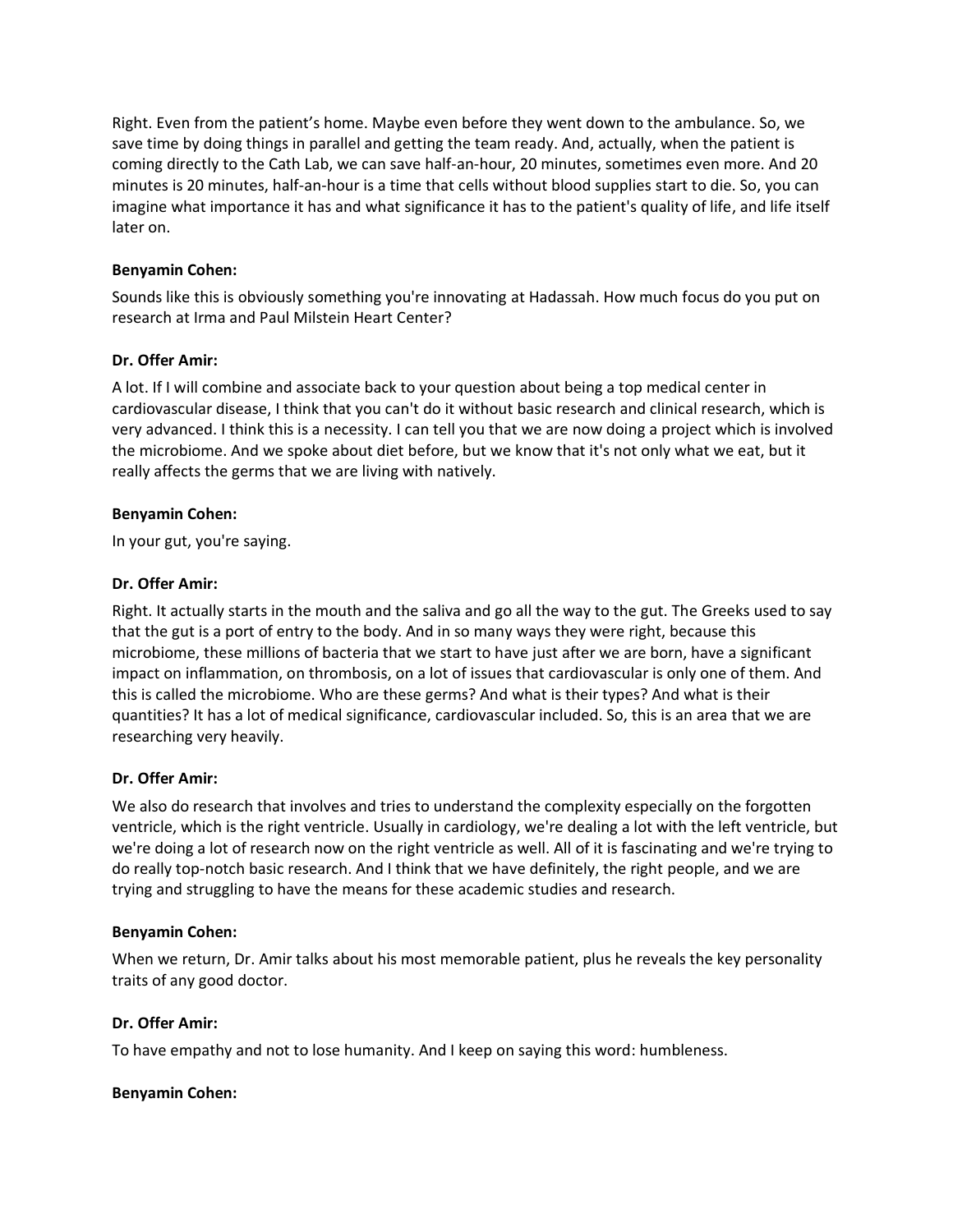Right. Even from the patient's home. Maybe even before they went down to the ambulance. So, we save time by doing things in parallel and getting the team ready. And, actually, when the patient is coming directly to the Cath Lab, we can save half-an-hour, 20 minutes, sometimes even more. And 20 minutes is 20 minutes, half-an-hour is a time that cells without blood supplies start to die. So, you can imagine what importance it has and what significance it has to the patient's quality of life, and life itself later on.

**Benyamin Cohen:**

Sounds like this is obviously something you're innovating at Hadassah. How much focus do you put on research at Irma and Paul Milstein Heart Center?

**Dr. Offer Amir:**

A lot. If I will combine and associate back to your question about being a top medical center in cardiovascular disease, I think that you can't do it without basic research and clinical research, which is very advanced. I think this is a necessity. I can tell you that we are now doing a project which is involved the microbiome. And we spoke about diet before, but we know that it's not only what we eat, but it really affects the germs that we are living with natively.

**Benyamin Cohen:**

In your gut, you're saying.

**Dr. Offer Amir:**

Right. It actually starts in the mouth and the saliva and go all the way to the gut. The Greeks used to say that the gut is a port of entry to the body. And in so many ways they were right, because this microbiome, these millions of bacteria that we start to have just after we are born, have a significant impact on inflammation, on thrombosis, on a lot of issues that cardiovascular is only one of them. And this is called the microbiome. Who are these germs? And what is their types? And what is their quantities? It has a lot of medical significance, cardiovascular included. So, this is an area that we are researching very heavily.

**Dr. Offer Amir:**

We also do research that involves and tries to understand the complexity especially on the forgotten ventricle, which is the right ventricle. Usually in cardiology, we're dealing a lot with the left ventricle, but we're doing a lot of research now on the right ventricle as well. All of it is fascinating and we're trying to do really top-notch basic research. And I think that we have definitely, the right people, and we are trying and struggling to have the means for these academic studies and research.

**Benyamin Cohen:**

When we return, Dr. Amir talks about his most memorable patient, plus he reveals the key personality traits of any good doctor.

**Dr. Offer Amir:**

To have empathy and not to lose humanity. And I keep on saying this word: humbleness.

**Benyamin Cohen:**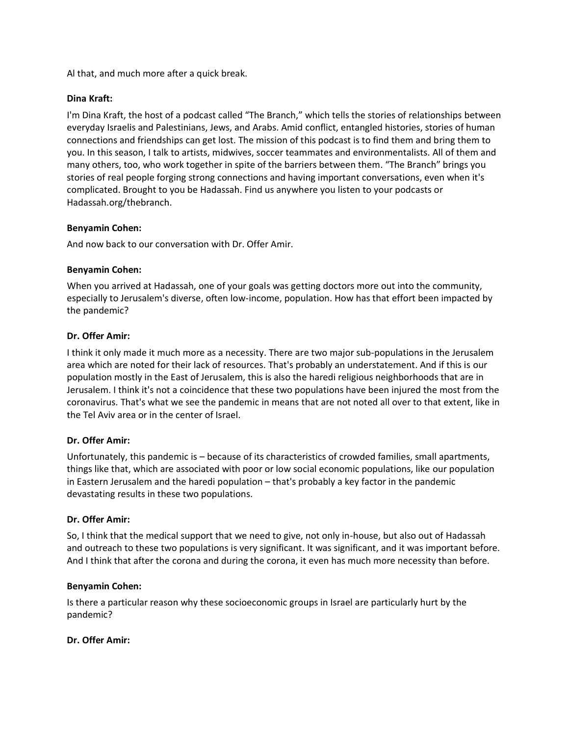Al that, and much more after a quick break.

**Dina Kraft:**

I'm Dina Kraft, the host of a podcast called "The Branch," which tells the stories of relationships between everyday Israelis and Palestinians, Jews, and Arabs. Amid conflict, entangled histories, stories of human connections and friendships can get lost. The mission of this podcast is to find them and bring them to you. In this season, I talk to artists, midwives, soccer teammates and environmentalists. All of them and many others, too, who work together in spite of the barriers between them. "The Branch" brings you stories of real people forging strong connections and having important conversations, even when it's complicated. Brought to you be Hadassah. Find us anywhere you listen to your podcasts or Hadassah.org/thebranch.

**Benyamin Cohen:**

And now back to our conversation with Dr. Offer Amir.

**Benyamin Cohen:**

When you arrived at Hadassah, one of your goals was getting doctors more out into the community, especially to Jerusalem's diverse, often low-income, population. How has that effort been impacted by the pandemic?

**Dr. Offer Amir:**

I think it only made it much more as a necessity. There are two major sub-populations in the Jerusalem area which are noted for their lack of resources. That's probably an understatement. And if this is our population mostly in the East of Jerusalem, this is also the haredi religious neighborhoods that are in Jerusalem. I think it's not a coincidence that these two populations have been injured the most from the coronavirus. That's what we see the pandemic in means that are not noted all over to that extent, like in the Tel Aviv area or in the center of Israel.

**Dr. Offer Amir:**

Unfortunately, this pandemic is – because of its characteristics of crowded families, small apartments, things like that, which are associated with poor or low social economic populations, like our population in Eastern Jerusalem and the haredi population – that's probably a key factor in the pandemic devastating results in these two populations.

**Dr. Offer Amir:**

So, I think that the medical support that we need to give, not only in-house, but also out of Hadassah and outreach to these two populations is very significant. It was significant, and it was important before. And I think that after the corona and during the corona, it even has much more necessity than before.

**Benyamin Cohen:**

Is there a particular reason why these socioeconomic groups in Israel are particularly hurt by the pandemic?

**Dr. Offer Amir:**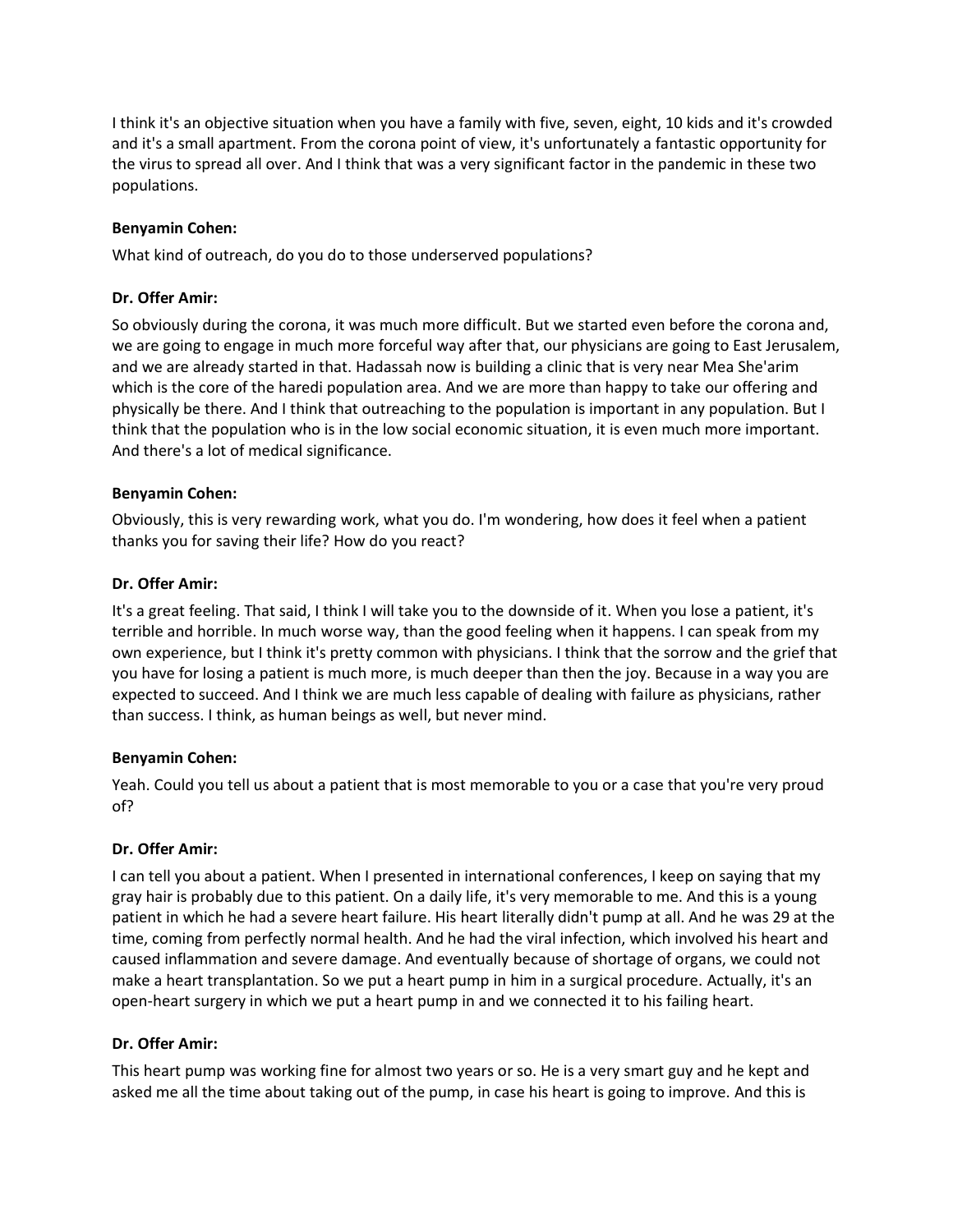I think it's an objective situation when you have a family with five, seven, eight, 10 kids and it's crowded and it's a small apartment. From the corona point of view, it's unfortunately a fantastic opportunity for the virus to spread all over. And I think that was a very significant factor in the pandemic in these two populations.

**Benyamin Cohen:**

What kind of outreach, do you do to those underserved populations?

**Dr. Offer Amir:**

So obviously during the corona, it was much more difficult. But we started even before the corona and, we are going to engage in much more forceful way after that, our physicians are going to East Jerusalem, and we are already started in that. Hadassah now is building a clinic that is very near Mea She'arim which is the core of the haredi population area. And we are more than happy to take our offering and physically be there. And I think that outreaching to the population is important in any population. But I think that the population who is in the low social economic situation, it is even much more important. And there's a lot of medical significance.

**Benyamin Cohen:**

Obviously, this is very rewarding work, what you do. I'm wondering, how does it feel when a patient thanks you for saving their life? How do you react?

**Dr. Offer Amir:**

It's a great feeling. That said, I think I will take you to the downside of it. When you lose a patient, it's terrible and horrible. In much worse way, than the good feeling when it happens. I can speak from my own experience, but I think it's pretty common with physicians. I think that the sorrow and the grief that you have for losing a patient is much more, is much deeper than then the joy. Because in a way you are expected to succeed. And I think we are much less capable of dealing with failure as physicians, rather than success. I think, as human beings as well, but never mind.

**Benyamin Cohen:**

Yeah. Could you tell us about a patient that is most memorable to you or a case that you're very proud of?

**Dr. Offer Amir:**

I can tell you about a patient. When I presented in international conferences, I keep on saying that my gray hair is probably due to this patient. On a daily life, it's very memorable to me. And this is a young patient in which he had a severe heart failure. His heart literally didn't pump at all. And he was 29 at the time, coming from perfectly normal health. And he had the viral infection, which involved his heart and caused inflammation and severe damage. And eventually because of shortage of organs, we could not make a heart transplantation. So we put a heart pump in him in a surgical procedure. Actually, it's an open-heart surgery in which we put a heart pump in and we connected it to his failing heart.

**Dr. Offer Amir:**

This heart pump was working fine for almost two years or so. He is a very smart guy and he kept and asked me all the time about taking out of the pump, in case his heart is going to improve. And this is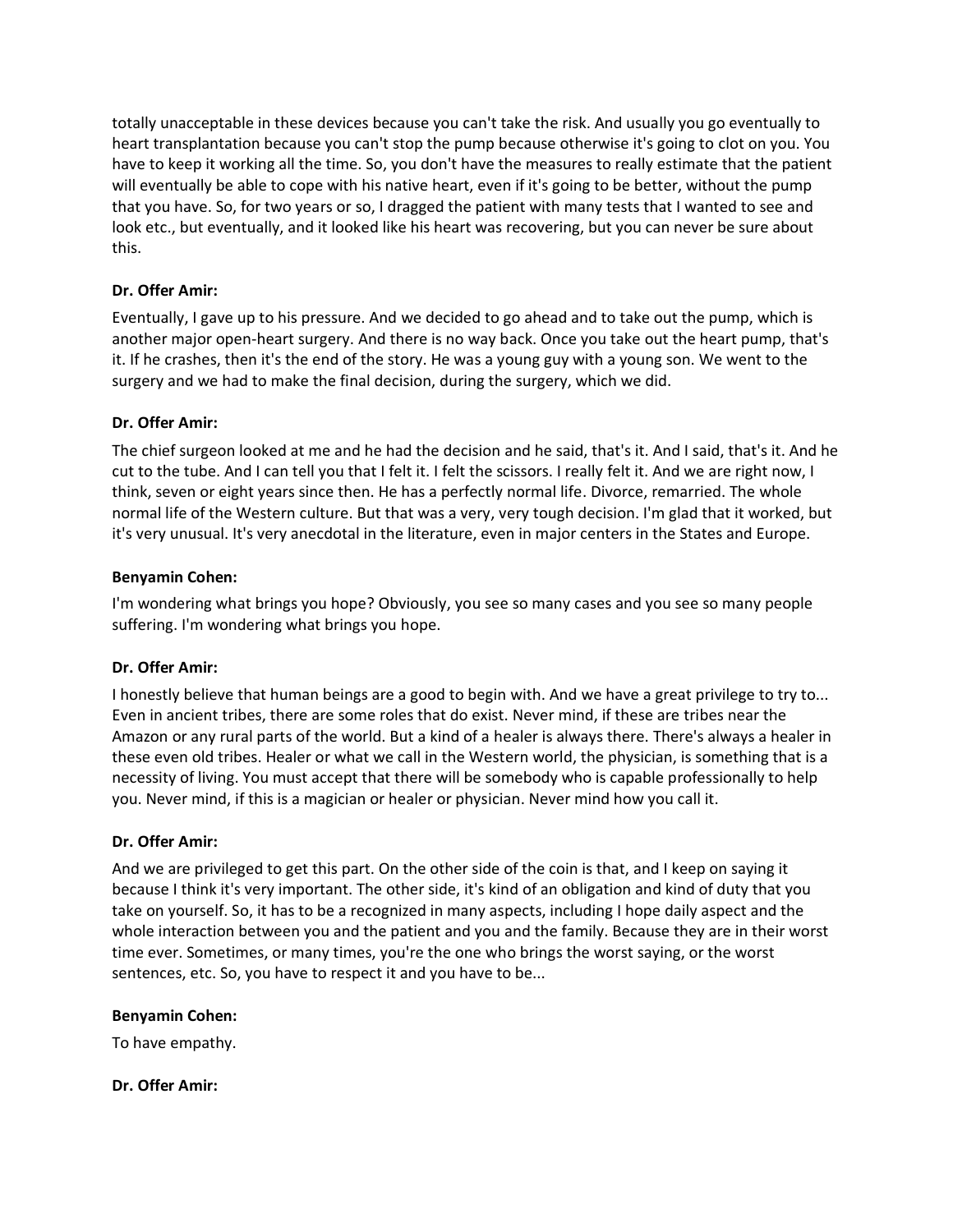totally unacceptable in these devices because you can't take the risk. And usually you go eventually to heart transplantation because you can't stop the pump because otherwise it's going to clot on you. You have to keep it working all the time. So, you don't have the measures to really estimate that the patient will eventually be able to cope with his native heart, even if it's going to be better, without the pump that you have. So, for two years or so, I dragged the patient with many tests that I wanted to see and look etc., but eventually, and it looked like his heart was recovering, but you can never be sure about this.

**Dr. Offer Amir:**

Eventually, I gave up to his pressure. And we decided to go ahead and to take out the pump, which is another major open-heart surgery. And there is no way back. Once you take out the heart pump, that's it. If he crashes, then it's the end of the story. He was a young guy with a young son. We went to the surgery and we had to make the final decision, during the surgery, which we did.

**Dr. Offer Amir:**

The chief surgeon looked at me and he had the decision and he said, that's it. And I said, that's it. And he cut to the tube. And I can tell you that I felt it. I felt the scissors. I really felt it. And we are right now, I think, seven or eight years since then. He has a perfectly normal life. Divorce, remarried. The whole normal life of the Western culture. But that was a very, very tough decision. I'm glad that it worked, but it's very unusual. It's very anecdotal in the literature, even in major centers in the States and Europe.

**Benyamin Cohen:**

I'm wondering what brings you hope? Obviously, you see so many cases and you see so many people suffering. I'm wondering what brings you hope.

**Dr. Offer Amir:**

I honestly believe that human beings are a good to begin with. And we have a great privilege to try to... Even in ancient tribes, there are some roles that do exist. Never mind, if these are tribes near the Amazon or any rural parts of the world. But a kind of a healer is always there. There's always a healer in these even old tribes. Healer or what we call in the Western world, the physician, is something that is a necessity of living. You must accept that there will be somebody who is capable professionally to help you. Never mind, if this is a magician or healer or physician. Never mind how you call it.

**Dr. Offer Amir:**

And we are privileged to get this part. On the other side of the coin is that, and I keep on saying it because I think it's very important. The other side, it's kind of an obligation and kind of duty that you take on yourself. So, it has to be a recognized in many aspects, including I hope daily aspect and the whole interaction between you and the patient and you and the family. Because they are in their worst time ever. Sometimes, or many times, you're the one who brings the worst saying, or the worst sentences, etc. So, you have to respect it and you have to be...

**Benyamin Cohen:**

To have empathy.

**Dr. Offer Amir:**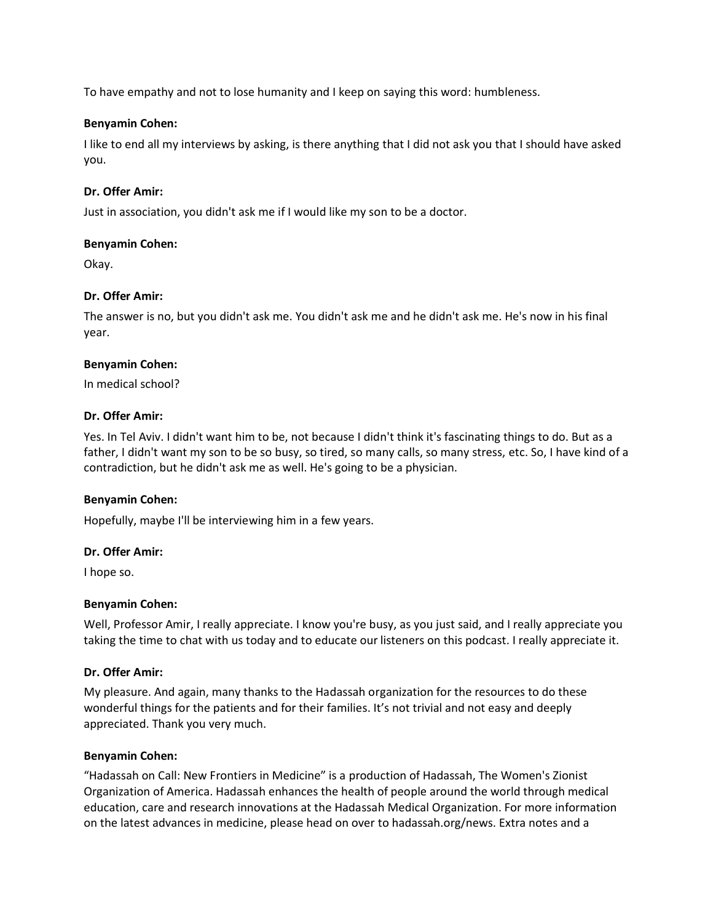To have empathy and not to lose humanity and I keep on saying this word: humbleness.

**Benyamin Cohen:**

I like to end all my interviews by asking, is there anything that I did not ask you that I should have asked you.

**Dr. Offer Amir:**

Just in association, you didn't ask me if I would like my son to be a doctor.

**Benyamin Cohen:**

Okay.

**Dr. Offer Amir:**

The answer is no, but you didn't ask me. You didn't ask me and he didn't ask me. He's now in his final year.

**Benyamin Cohen:**

In medical school?

**Dr. Offer Amir:**

Yes. In Tel Aviv. I didn't want him to be, not because I didn't think it's fascinating things to do. But as a father, I didn't want my son to be so busy, so tired, so many calls, so many stress, etc. So, I have kind of a contradiction, but he didn't ask me as well. He's going to be a physician.

**Benyamin Cohen:**

Hopefully, maybe I'll be interviewing him in a few years.

**Dr. Offer Amir:**

I hope so.

**Benyamin Cohen:**

Well, Professor Amir, I really appreciate. I know you're busy, as you just said, and I really appreciate you taking the time to chat with us today and to educate our listeners on this podcast. I really appreciate it.

**Dr. Offer Amir:**

My pleasure. And again, many thanks to the Hadassah organization for the resources to do these wonderful things for the patients and for their families. It's not trivial and not easy and deeply appreciated. Thank you very much.

**Benyamin Cohen:**

"Hadassah on Call: New Frontiers in Medicine" is a production of Hadassah, The Women's Zionist Organization of America. Hadassah enhances the health of people around the world through medical education, care and research innovations at the Hadassah Medical Organization. For more information on the latest advances in medicine, please head on over to hadassah.org/news. Extra notes and a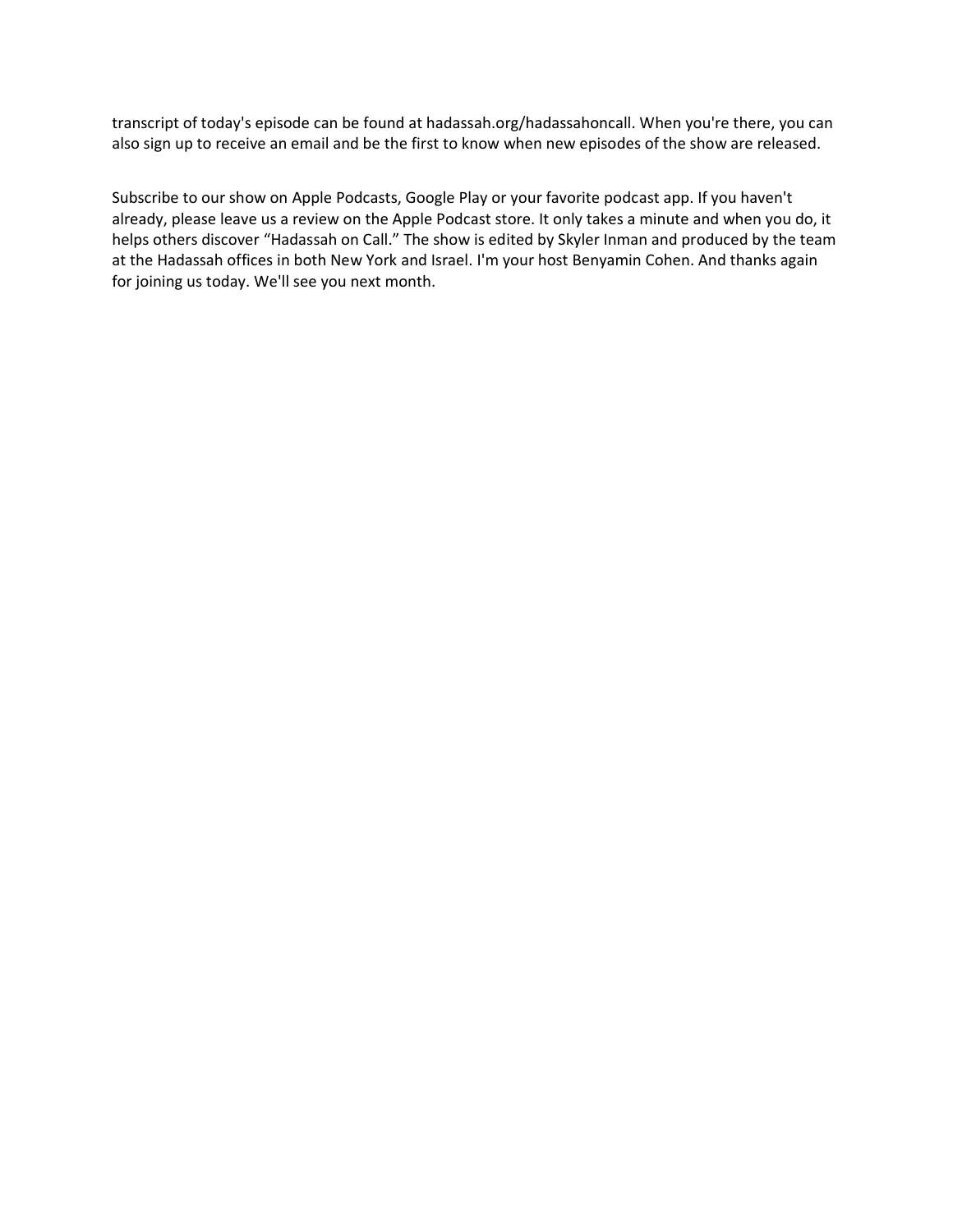transcript of today's episode can be found at hadassah.org/hadassahoncall. When you're there, you can also sign up to receive an email and be the first to know when new episodes of the show are released.

Subscribe to our show on Apple Podcasts, Google Play or your favorite podcast app. If you haven't already, please leave us a review on the Apple Podcast store. It only takes a minute and when you do, it helps others discover "Hadassah on Call." The show is edited by Skyler Inman and produced by the team at the Hadassah offices in both New York and Israel. I'm your host Benyamin Cohen. And thanks again for joining us today. We'll see you next month.